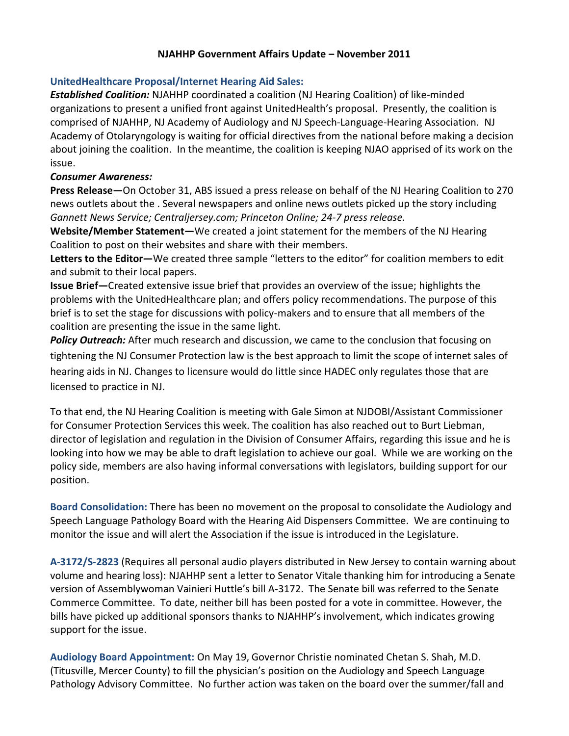# NJAHHP Government Affairs Update – November 2011

## UnitedHealthcare Proposal/Internet Hearing Aid Sales:

***Established Coalition:*** NJAHHP coordinated a coalition (NJ Hearing Coalition) of like-minded organizations to present a unified front against UnitedHealth's proposal. Presently, the coalition is comprised of NJAHHP, NJ Academy of Audiology and NJ Speech-Language-Hearing Association. NJ Academy of Otolaryngology is waiting for official directives from the national before making a decision about joining the coalition. In the meantime, the coalition is keeping NJAO apprised of its work on the issue.

***Consumer Awareness:***

**Press Release—**On October 31, ABS issued a press release on behalf of the NJ Hearing Coalition to 270 news outlets about the . Several newspapers and online news outlets picked up the story including *Gannett News Service; Centraljersey.com; Princeton Online; 24-7 press release.*

**Website/Member Statement—**We created a joint statement for the members of the NJ Hearing Coalition to post on their websites and share with their members.

**Letters to the Editor—**We created three sample "letters to the editor" for coalition members to edit and submit to their local papers.

**Issue Brief—**Created extensive issue brief that provides an overview of the issue; highlights the problems with the UnitedHealthcare plan; and offers policy recommendations. The purpose of this brief is to set the stage for discussions with policy-makers and to ensure that all members of the coalition are presenting the issue in the same light.

***Policy Outreach:*** After much research and discussion, we came to the conclusion that focusing on tightening the NJ Consumer Protection law is the best approach to limit the scope of internet sales of hearing aids in NJ. Changes to licensure would do little since HADEC only regulates those that are licensed to practice in NJ.

To that end, the NJ Hearing Coalition is meeting with Gale Simon at NJDOBI/Assistant Commissioner for Consumer Protection Services this week. The coalition has also reached out to Burt Liebman, director of legislation and regulation in the Division of Consumer Affairs, regarding this issue and he is looking into how we may be able to draft legislation to achieve our goal. While we are working on the policy side, members are also having informal conversations with legislators, building support for our position.

**Board Consolidation:** There has been no movement on the proposal to consolidate the Audiology and Speech Language Pathology Board with the Hearing Aid Dispensers Committee. We are continuing to monitor the issue and will alert the Association if the issue is introduced in the Legislature.

**A-3172/S-2823** (Requires all personal audio players distributed in New Jersey to contain warning about volume and hearing loss): NJAHHP sent a letter to Senator Vitale thanking him for introducing a Senate version of Assemblywoman Vainieri Huttle's bill A-3172. The Senate bill was referred to the Senate Commerce Committee. To date, neither bill has been posted for a vote in committee. However, the bills have picked up additional sponsors thanks to NJAHHP's involvement, which indicates growing support for the issue.

**Audiology Board Appointment:** On May 19, Governor Christie nominated Chetan S. Shah, M.D. (Titusville, Mercer County) to fill the physician's position on the Audiology and Speech Language Pathology Advisory Committee. No further action was taken on the board over the summer/fall and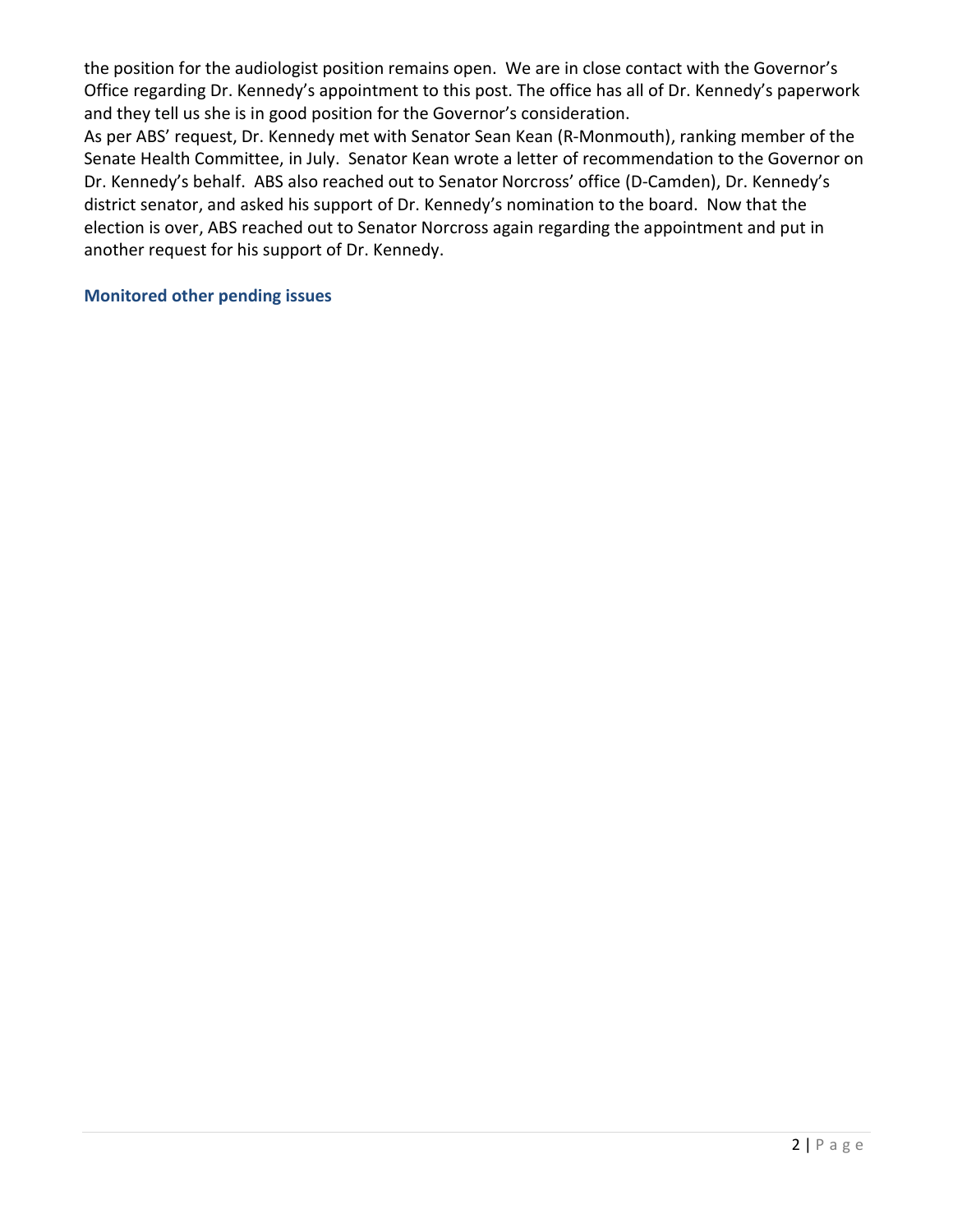the position for the audiologist position remains open. We are in close contact with the Governor's Office regarding Dr. Kennedy's appointment to this post. The office has all of Dr. Kennedy's paperwork and they tell us she is in good position for the Governor's consideration.

As per ABS' request, Dr. Kennedy met with Senator Sean Kean (R-Monmouth), ranking member of the Senate Health Committee, in July. Senator Kean wrote a letter of recommendation to the Governor on Dr. Kennedy's behalf. ABS also reached out to Senator Norcross' office (D-Camden), Dr. Kennedy's district senator, and asked his support of Dr. Kennedy's nomination to the board. Now that the election is over, ABS reached out to Senator Norcross again regarding the appointment and put in another request for his support of Dr. Kennedy.

### Monitored other pending issues